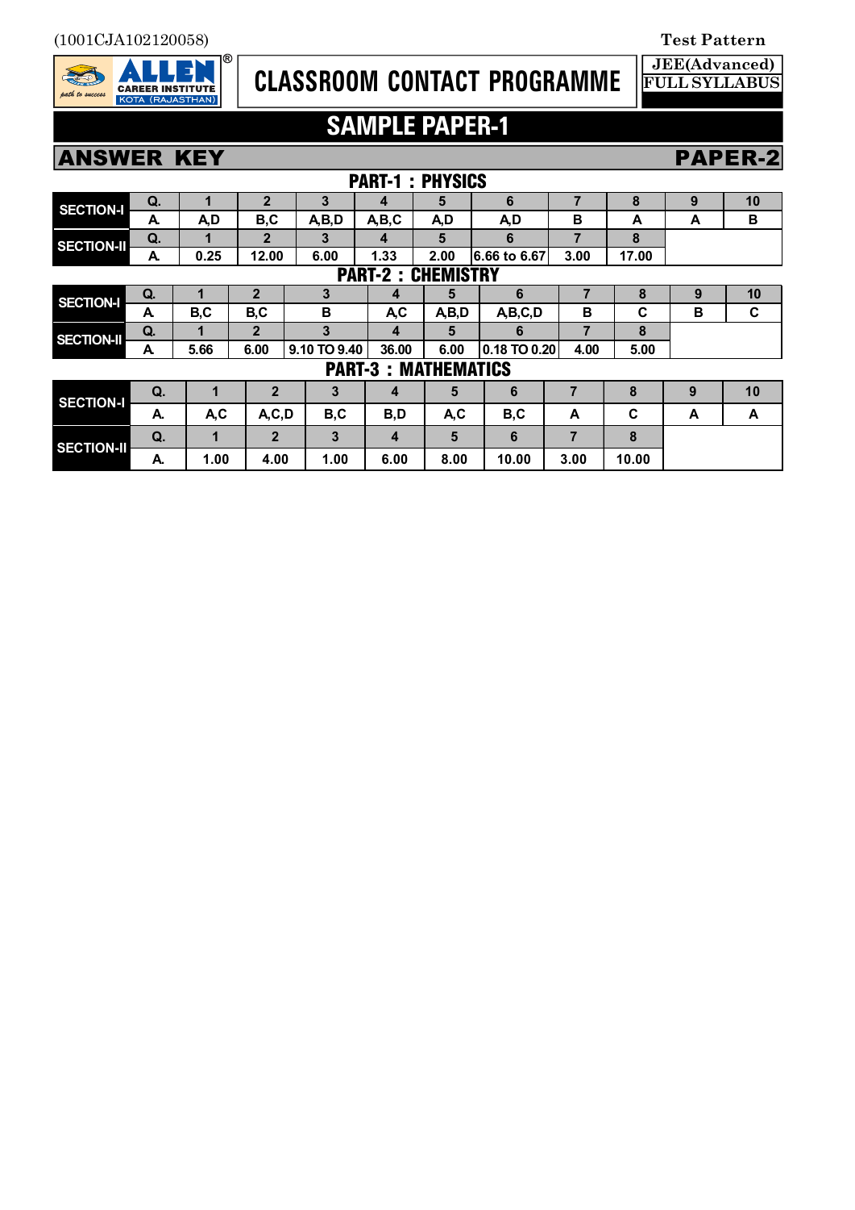(1001CJA102120058)

**Test Pattern**

**ALLEN CAREER INSTITUTE KOTA (RAJASTHAN)**

# CLASSROOM CONTACT PROGRAMME

**JEE(Advanced) FULL SYLLABUS**

## SAMPLE PAPER-1

## ANSWER KEY — PAPER-2

### PART-1 : PHYSICS

| SECTION-I | Q. | 1 | 2 | 3 | 4 | 5 | 6 | 7 | 8 | 9 | 10 |
|---|---|---|---|---|---|---|---|---|---|---|---|
| | A. | A,D | B,C | A,B,D | A,B,C | A,D | A,D | B | A | A | B |
| **SECTION-II** | Q. | 1 | 2 | 3 | 4 | 5 | 6 | 7 | 8 | | |
| | A. | 0.25 | 12.00 | 6.00 | 1.33 | 2.00 | 6.66 to 6.67 | 3.00 | 17.00 | | |

### PART-2 : CHEMISTRY

| SECTION-I | Q. | 1 | 2 | 3 | 4 | 5 | 6 | 7 | 8 | 9 | 10 |
|---|---|---|---|---|---|---|---|---|---|---|---|
| | A. | B,C | B,C | B | A,C | A,B,D | A,B,C,D | B | C | B | C |
| **SECTION-II** | Q. | 1 | 2 | 3 | 4 | 5 | 6 | 7 | 8 | | |
| | A. | 5.66 | 6.00 | 9.10 TO 9.40 | 36.00 | 6.00 | 0.18 TO 0.20 | 4.00 | 5.00 | | |

### PART-3 : MATHEMATICS

| SECTION-I | Q. | 1 | 2 | 3 | 4 | 5 | 6 | 7 | 8 | 9 | 10 |
|---|---|---|---|---|---|---|---|---|---|---|---|
| | A. | A,C | A,C,D | B,C | B,D | A,C | B,C | A | C | A | A |
| **SECTION-II** | Q. | 1 | 2 | 3 | 4 | 5 | 6 | 7 | 8 | | |
| | A. | 1.00 | 4.00 | 1.00 | 6.00 | 8.00 | 10.00 | 3.00 | 10.00 | | |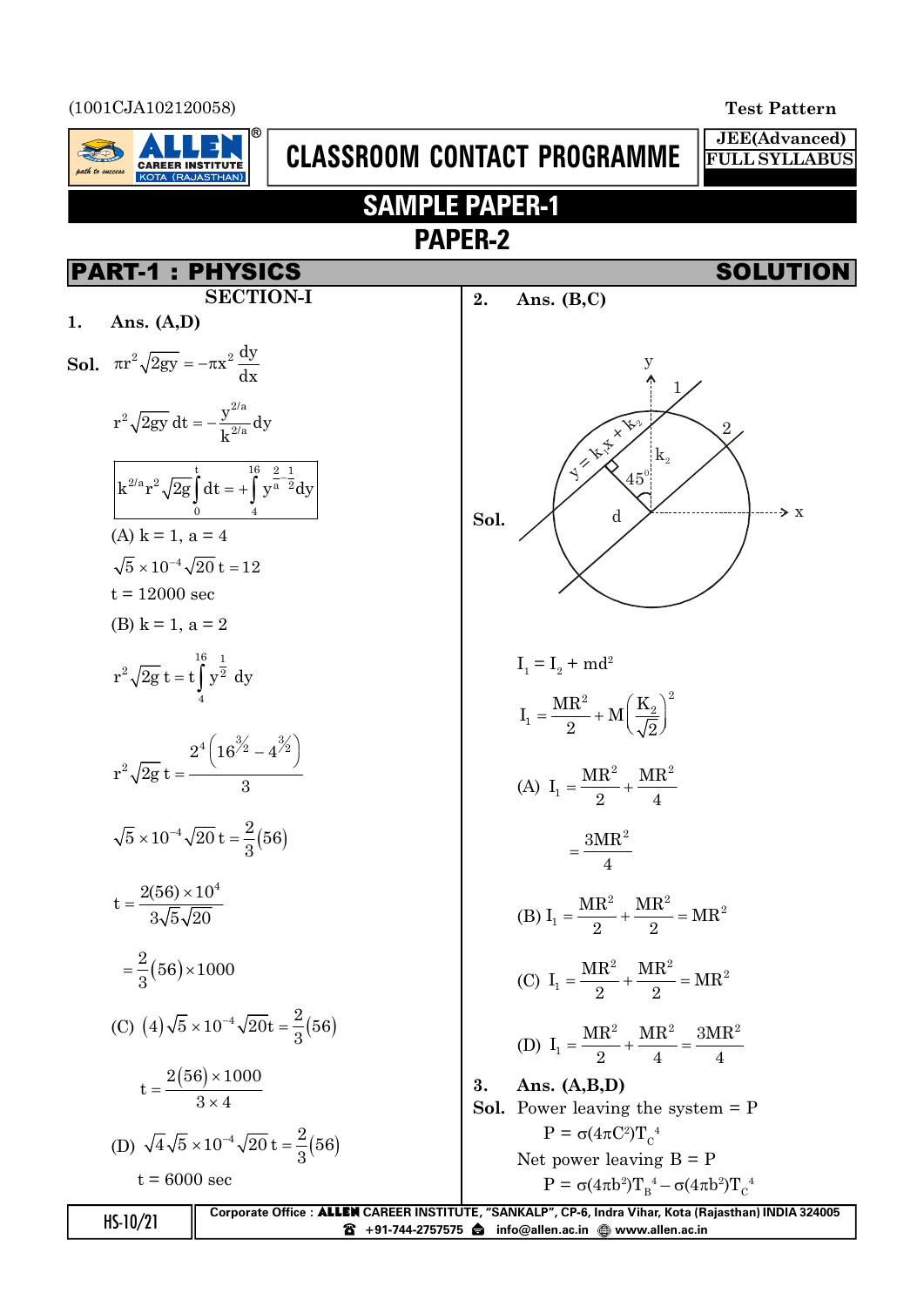(1001CJA102120058)

Test Pattern

# CLASSROOM CONTACT PROGRAMME

JEE(Advanced) FULL SYLLABUS

## SAMPLE PAPER-1

## PAPER-2

## PART-1 : PHYSICS — SOLUTION

### SECTION-I

**1. Ans. (A,D)**

**Sol.** $\pi r^2 \sqrt{2gy} = -\pi x^2 \frac{dy}{dx}$

$r^2\sqrt{2gy}\, dt = -\frac{y^{2/a}}{k^{2/a}} dy$

$$k^{2/a} r^2 \sqrt{2g}\int_0^t dt = +\int_4^{16} y^{\frac{2}{a}-\frac{1}{2}} dy$$

(A) k = 1, a = 4

$\sqrt{5}\times 10^{-4}\sqrt{20}\, t = 12$

t = 12000 sec

(B) k = 1, a = 2

$r^2\sqrt{2g}\, t = t\int_4^{16} y^{\frac{1}{2}}\, dy$

$r^2\sqrt{2g}\, t = \frac{2^4\left(16^{3/2} - 4^{3/2}\right)}{3}$

$\sqrt{5}\times 10^{-4}\sqrt{20}\, t = \frac{2}{3}(56)$

$t = \frac{2(56)\times 10^4}{3\sqrt{5}\sqrt{20}}$

$= \frac{2}{3}(56)\times 1000$

(C) $(4)\sqrt{5}\times 10^{-4}\sqrt{20}t = \frac{2}{3}(56)$

$t = \frac{2(56)\times 1000}{3\times 4}$

(D) $\sqrt{4}\sqrt{5}\times 10^{-4}\sqrt{20}\, t = \frac{2}{3}(56)$

t = 6000 sec

**2. Ans. (B,C)**

**Sol.** (Figure: circle centred at origin with x and y axes; lines 1 and 2 drawn at 45°, line 1 is $y = k_1x + k_2$ with y-intercept $k_2$; perpendicular distance d between them.)

$I_1 = I_2 + md^2$

$I_1 = \frac{MR^2}{2} + M\left(\frac{K_2}{\sqrt{2}}\right)^2$

(A) $I_1 = \frac{MR^2}{2} + \frac{MR^2}{4}$

$= \frac{3MR^2}{4}$

(B) $I_1 = \frac{MR^2}{2} + \frac{MR^2}{2} = MR^2$

(C) $I_1 = \frac{MR^2}{2} + \frac{MR^2}{2} = MR^2$

(D) $I_1 = \frac{MR^2}{2} + \frac{MR^2}{4} = \frac{3MR^2}{4}$

**3. Ans. (A,B,D)**

**Sol.** Power leaving the system = P

$P = \sigma(4\pi C^2)T_C^4$

Net power leaving B = P

$P = \sigma(4\pi b^2)T_B^4 - \sigma(4\pi b^2)T_C^4$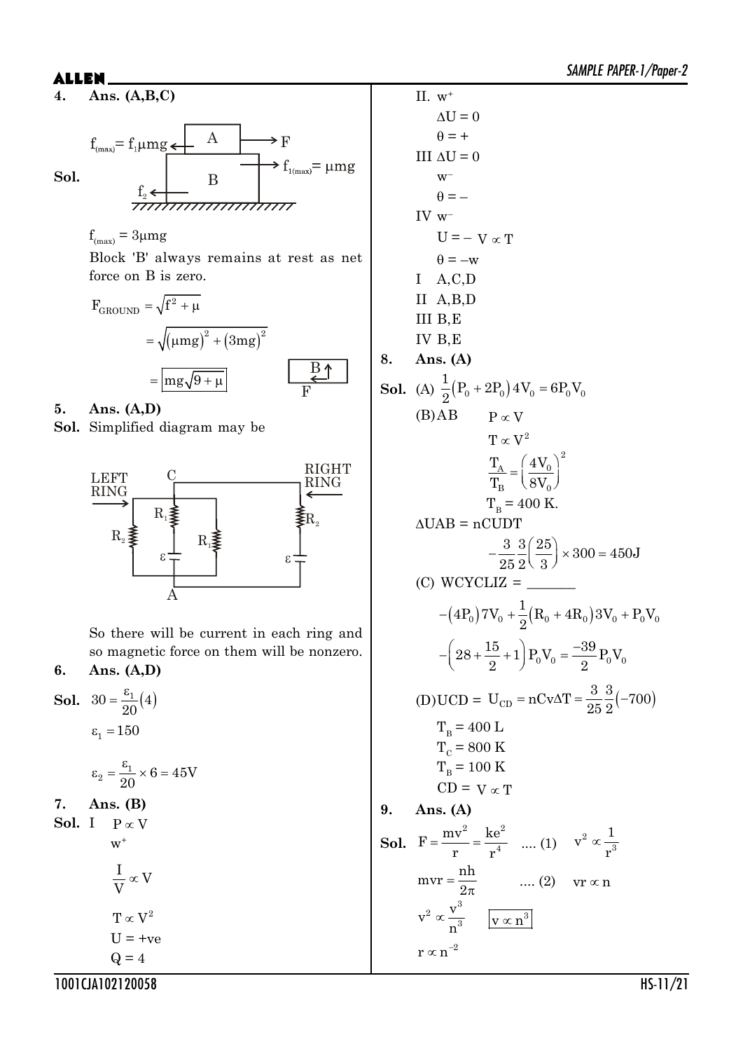**4. Ans. (A,B,C)**

**Sol.**

$f_{(max)} = f_1\mu mg$ &nbsp;&nbsp; A &nbsp;&nbsp; F

B &nbsp;&nbsp; $f_{1(max)} = \mu mg$

$f_2$

$f_{(max)} = 3\mu mg$

Block 'B' always remains at rest as net force on B is zero.

$$F_{GROUND} = \sqrt{f^2 + \mu}$$

$$= \sqrt{(\mu mg)^2 + (3mg)^2}$$

$$= \boxed{mg\sqrt{9+\mu}}$$

B ↑ F

**5. Ans. (A,D)**

**Sol.** Simplified diagram may be

LEFT RING, C, RIGHT RING, $R_1$, $R_2$, $R_2$, $R_1$, $\varepsilon$, $\varepsilon$, A

So there will be current in each ring and so magnetic force on them will be nonzero.

**6. Ans. (A,D)**

**Sol.** $30 = \frac{\varepsilon_1}{20}(4)$

$\varepsilon_1 = 150$

$\varepsilon_2 = \frac{\varepsilon_1}{20} \times 6 = 45V$

**7. Ans. (B)**

**Sol.** I &nbsp; $P \propto V$

$w^+$

$\frac{I}{V} \propto V$

$T \propto V^2$

U = +ve

Q = 4

II. $w^+$

$\Delta U = 0$

$\theta = +$

III $\Delta U = 0$

$w^-$

$\theta = -$

IV $w^-$

$U = -\ V \propto T$

$\theta = -w$

I &nbsp; A,C,D

II &nbsp; A,B,D

III B,E

IV B,E

**8. Ans. (A)**

**Sol.** (A) $\frac{1}{2}(P_0 + 2P_0)4V_0 = 6P_0V_0$

(B) AB &nbsp;&nbsp; $P \propto V$

$T \propto V^2$

$\frac{T_A}{T_B} = \left(\frac{4V_0}{8V_0}\right)^2$

$T_B = 400$ K.

$\Delta UAB = nCUDT$

$-\frac{3}{25}\frac{3}{2}\left(\frac{25}{3}\right) \times 300 = 450J$

(C) WCYCLIZ = _______

$-(4P_0)7V_0 + \frac{1}{2}(R_0 + 4R_0)3V_0 + P_0V_0$

$-\left(28 + \frac{15}{2} + 1\right)P_0V_0 = \frac{-39}{2}P_0V_0$

(D) UCD = $U_{CD} = nCv\Delta T = \frac{3}{25}\frac{3}{2}(-700)$

$T_B = 400$ L

$T_C = 800$ K

$T_B = 100$ K

CD = $V \propto T$

**9. Ans. (A)**

**Sol.** $F = \frac{mv^2}{r} = \frac{ke^2}{r^4}$ .... (1) &nbsp;&nbsp; $v^2 \propto \frac{1}{r^3}$

$mvr = \frac{nh}{2\pi}$ .... (2) &nbsp;&nbsp; $vr \propto n$

$v^2 \propto \frac{v^3}{n^3}$ &nbsp;&nbsp; $\boxed{v \propto n^3}$

$r \propto n^{-2}$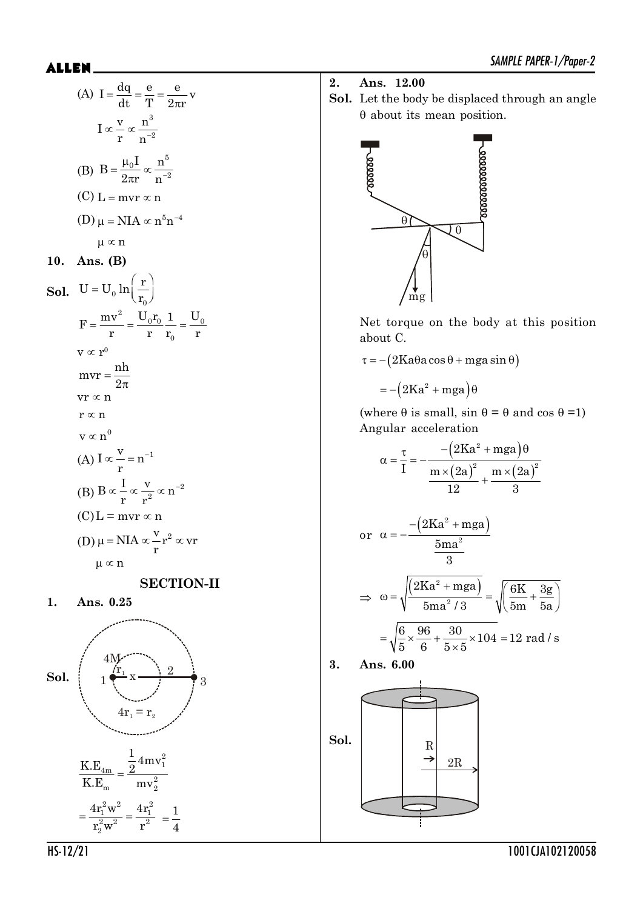(A) $I = \frac{dq}{dt} = \frac{e}{T} = \frac{e}{2\pi r}v$

$$I \propto \frac{v}{r} \propto \frac{n^3}{n^{-2}}$$

(B) $B = \frac{\mu_0 I}{2\pi r} \propto \frac{n^5}{n^{-2}}$

(C) $L = mvr \propto n$

(D) $\mu = NIA \propto n^5 n^{-4}$

$$\mu \propto n$$

**10. Ans. (B)**

**Sol.** $U = U_0 \ln\left(\frac{r}{r_0}\right)$

$$F = \frac{mv^2}{r} = \frac{U_0 r_0}{r}\frac{1}{r_0} = \frac{U_0}{r}$$

$v \propto r^0$

$mvr = \frac{nh}{2\pi}$

$vr \propto n$

$r \propto n$

$v \propto n^0$

(A) $I \propto \frac{v}{r} = n^{-1}$

(B) $B \propto \frac{I}{r} \propto \frac{v}{r^2} \propto n^{-2}$

(C) $L = mvr \propto n$

(D) $\mu = NIA \propto \frac{v}{r}r^2 \propto vr$

$$\mu \propto n$$

## SECTION-II

**1. Ans. 0.25**

**Sol.**

$4M$, $r_1$, $x$, 1, 2, 3

$4r_1 = r_2$

$$\frac{K.E_{4m}}{K.E_m} = \frac{\frac{1}{2}4mv_1^2}{mv_2^2}$$

$$= \frac{4r_1^2 w^2}{r_2^2 w^2} = \frac{4r_1^2}{r^2} = \frac{1}{4}$$

**2. Ans. 12.00**

**Sol.** Let the body be displaced through an angle θ about its mean position.

Net torque on the body at this position about C.

$$\tau = -\left(2Ka\theta a\cos\theta + mga\sin\theta\right)$$

$$= -\left(2Ka^2 + mga\right)\theta$$

(where θ is small, $\sin\theta = \theta$ and $\cos\theta = 1$)

Angular acceleration

$$\alpha = \frac{\tau}{I} = -\frac{-\left(2Ka^2 + mga\right)\theta}{\frac{m\times(2a)^2}{12} + \frac{m\times(2a)^2}{3}}$$

or $\alpha = -\frac{-\left(2Ka^2 + mga\right)}{\frac{5ma^2}{3}}$

$$\Rightarrow \omega = \sqrt{\frac{\left(2Ka^2 + mga\right)}{5ma^2/3}} = \sqrt{\left(\frac{6K}{5m} + \frac{3g}{5a}\right)}$$

$$= \sqrt{\frac{6}{5}\times\frac{96}{6} + \frac{30}{5\times5}\times104} = 12 \text{ rad/s}$$

**3. Ans. 6.00**

**Sol.**

R, 2R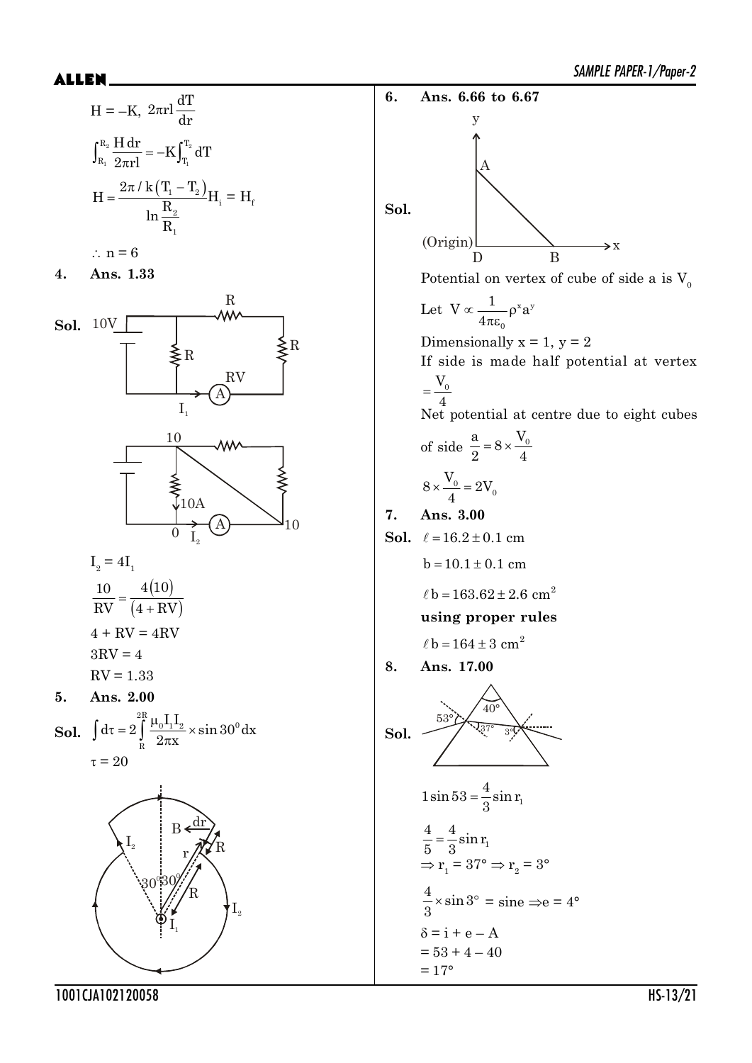$$H = -K,\ 2\pi rl\frac{dT}{dr}$$

$$\int_{R_1}^{R_2}\frac{H\,dr}{2\pi rl} = -K\int_{T_1}^{T_2} dT$$

$$H = \frac{2\pi / k\left(T_1 - T_2\right)}{\ln\frac{R_2}{R_1}}H_i = H_f$$

$\therefore$ n = 6

**4. Ans. 1.33**

**Sol.**

$I_2 = 4I_1$

$$\frac{10}{RV} = \frac{4(10)}{(4+RV)}$$

4 + RV = 4RV

3RV = 4

RV = 1.33

**5. Ans. 2.00**

**Sol.** $\int d\tau = 2\int_R^{2R}\frac{\mu_0 I_1 I_2}{2\pi x}\times \sin 30^0 dx$

$\tau = 20$

**6. Ans. 6.66 to 6.67**

**Sol.**

Potential on vertex of cube of side a is $V_0$

Let $V \propto \frac{1}{4\pi\varepsilon_0}\rho^x a^y$

Dimensionally x = 1, y = 2

If side is made half potential at vertex $= \frac{V_0}{4}$

Net potential at centre due to eight cubes of side $\frac{a}{2} = 8\times\frac{V_0}{4}$

$$8\times\frac{V_0}{4} = 2V_0$$

**7. Ans. 3.00**

**Sol.** $\ell = 16.2 \pm 0.1$ cm

$b = 10.1 \pm 0.1$ cm

$\ell b = 163.62 \pm 2.6\ \text{cm}^2$

**using proper rules**

$\ell b = 164 \pm 3\ \text{cm}^2$

**8. Ans. 17.00**

**Sol.**

$1\sin 53 = \frac{4}{3}\sin r_1$

$\frac{4}{5} = \frac{4}{3}\sin r_1$

$\Rightarrow r_1 = 37° \Rightarrow r_2 = 3°$

$\frac{4}{3}\times \sin 3° = \sin e \Rightarrow e = 4°$

$\delta = i + e - A$

$= 53 + 4 - 40$

$= 17°$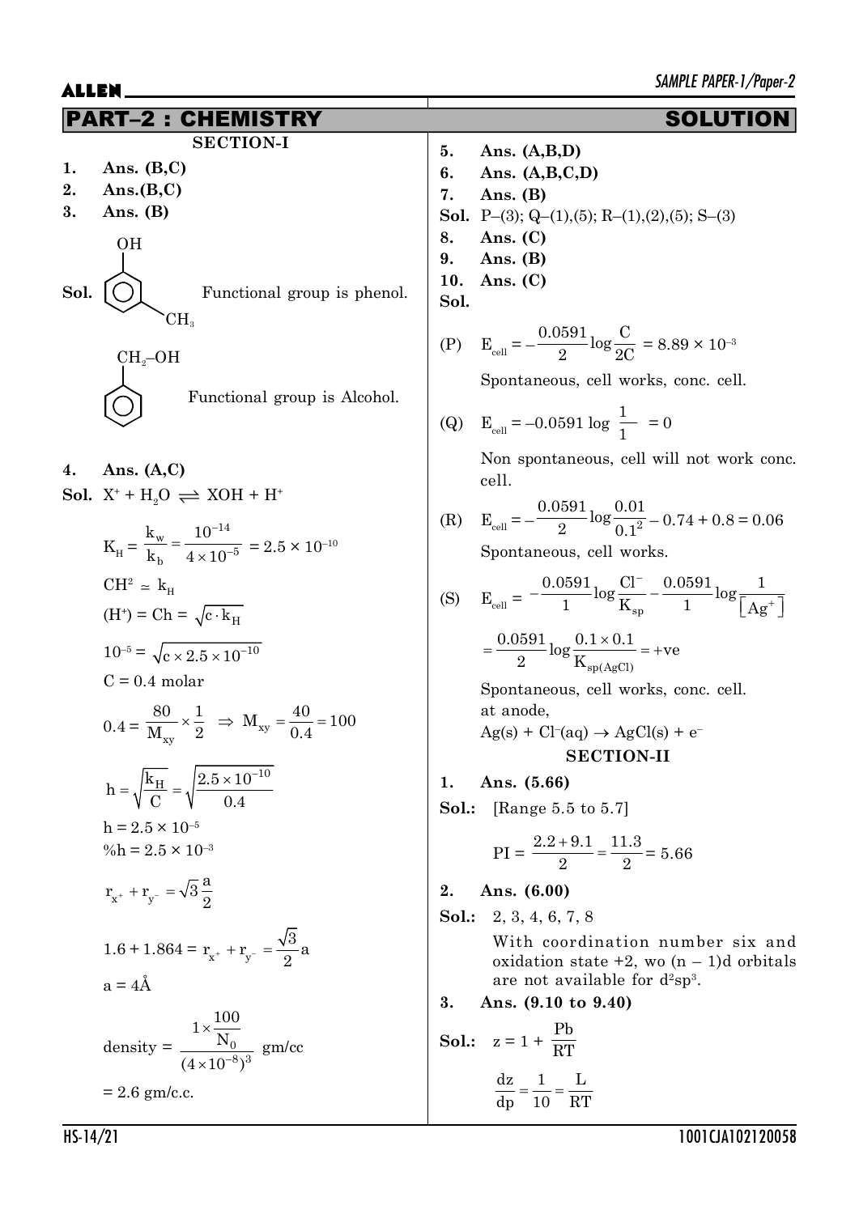## PART–2 : CHEMISTRY — SOLUTION

### SECTION-I

**1. Ans. (B,C)**

**2. Ans.(B,C)**

**3. Ans. (B)**

**Sol.** (m-cresol: benzene ring with OH and $CH_3$) Functional group is phenol.

($C_6H_5CH_2$–OH) Functional group is Alcohol.

**4. Ans. (A,C)**

**Sol.** $X^+ + H_2O \rightleftharpoons XOH + H^+$

$$K_H = \frac{k_w}{k_b} = \frac{10^{-14}}{4 \times 10^{-5}} = 2.5 \times 10^{-10}$$

$CH^2 \simeq k_H$

$(H^+) = Ch = \sqrt{c \cdot k_H}$

$10^{-5} = \sqrt{c \times 2.5 \times 10^{-10}}$

C = 0.4 molar

$$0.4 = \frac{80}{M_{xy}} \times \frac{1}{2} \Rightarrow M_{xy} = \frac{40}{0.4} = 100$$

$$h = \sqrt{\frac{k_H}{C}} = \sqrt{\frac{2.5 \times 10^{-10}}{0.4}}$$

$h = 2.5 \times 10^{-5}$

$\%h = 2.5 \times 10^{-3}$

$$r_{x^+} + r_{y^-} = \sqrt{3}\frac{a}{2}$$

$$1.6 + 1.864 = r_{x^+} + r_{y^-} = \frac{\sqrt{3}}{2}a$$

$a = 4\text{Å}$

$$\text{density} = \frac{1 \times \frac{100}{N_0}}{(4 \times 10^{-8})^3} \text{ gm/cc}$$

= 2.6 gm/c.c.

**5. Ans. (A,B,D)**

**6. Ans. (A,B,C,D)**

**7. Ans. (B)**

**Sol.** P–(3); Q–(1),(5); R–(1),(2),(5); S–(3)

**8. Ans. (C)**

**9. Ans. (B)**

**10. Ans. (C)**

**Sol.**

(P) $E_{cell} = -\frac{0.0591}{2}\log\frac{C}{2C} = 8.89 \times 10^{-3}$

Spontaneous, cell works, conc. cell.

(Q) $E_{cell} = -0.0591 \log \frac{1}{1} = 0$

Non spontaneous, cell will not work conc. cell.

(R) $E_{cell} = -\frac{0.0591}{2}\log\frac{0.01}{0.1^2} - 0.74 + 0.8 = 0.06$

Spontaneous, cell works.

(S) $E_{cell} = -\frac{0.0591}{1}\log\frac{Cl^-}{K_{sp}} - \frac{0.0591}{1}\log\frac{1}{[Ag^+]}$

$= \frac{0.0591}{2}\log\frac{0.1 \times 0.1}{K_{sp(AgCl)}} = +ve$

Spontaneous, cell works, conc. cell.

at anode,

$Ag(s) + Cl^-(aq) \rightarrow AgCl(s) + e^-$

### SECTION-II

**1. Ans. (5.66)**

**Sol.:** [Range 5.5 to 5.7]

$$PI = \frac{2.2 + 9.1}{2} = \frac{11.3}{2} = 5.66$$

**2. Ans. (6.00)**

**Sol.:** 2, 3, 4, 6, 7, 8

With coordination number six and oxidation state +2, wo (n – 1)d orbitals are not available for $d^2sp^3$.

**3. Ans. (9.10 to 9.40)**

**Sol.:** $z = 1 + \frac{Pb}{RT}$

$$\frac{dz}{dp} = \frac{1}{10} = \frac{L}{RT}$$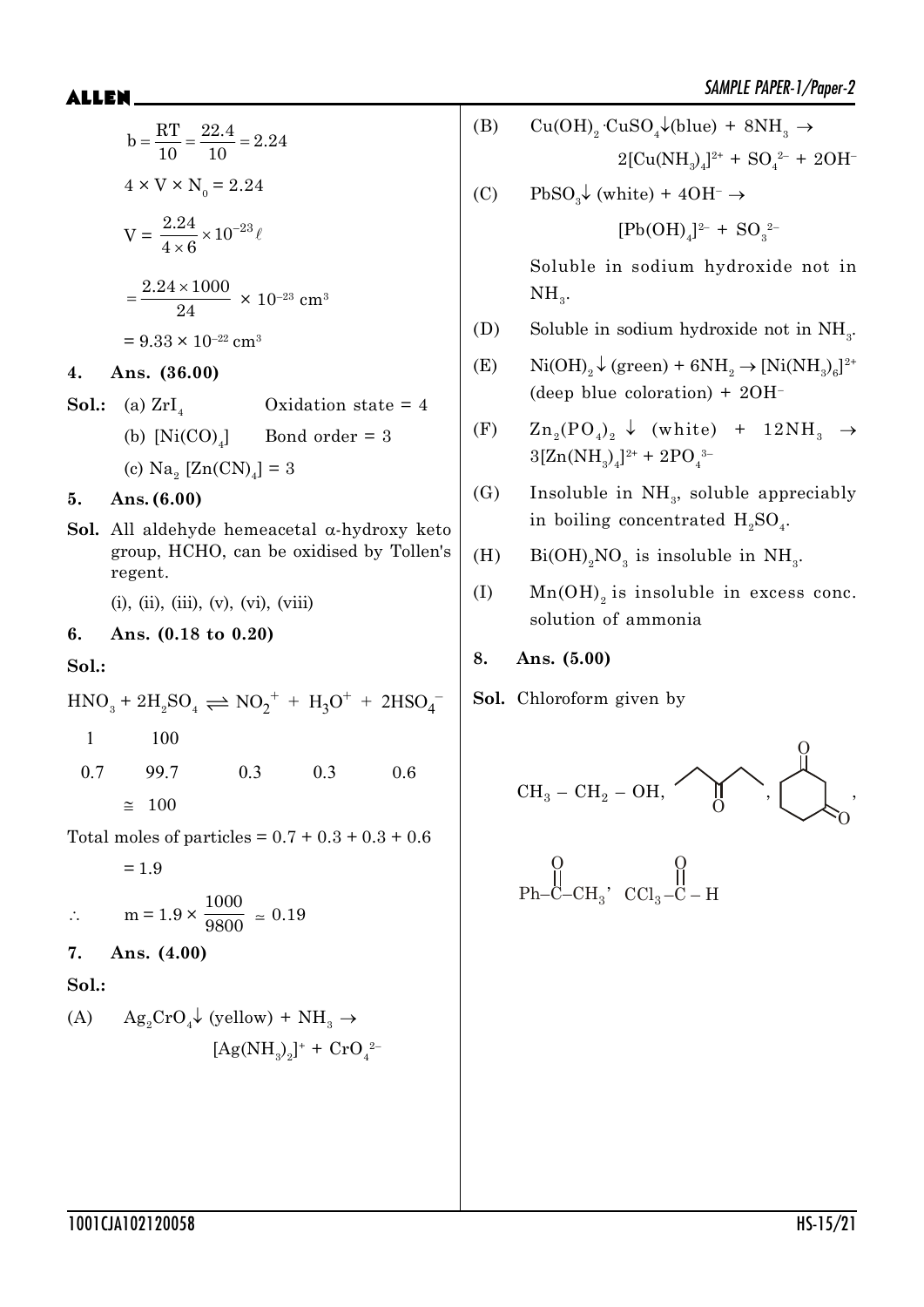$$b = \frac{RT}{10} = \frac{22.4}{10} = 2.24$$

$$4 \times V \times N_0 = 2.24$$

$$V = \frac{2.24}{4 \times 6} \times 10^{-23} \ell$$

$$= \frac{2.24 \times 1000}{24} \times 10^{-23} \text{ cm}^3$$

$$= 9.33 \times 10^{-22} \text{ cm}^3$$

**4. Ans. (36.00)**

**Sol.:** (a) $ZrI_4$ Oxidation state = 4

(b) $[Ni(CO)_4]$ Bond order = 3

(c) $Na_2[Zn(CN)_4] = 3$

**5. Ans. (6.00)**

**Sol.** All aldehyde hemeacetal $\alpha$-hydroxy keto group, HCHO, can be oxidised by Tollen's regent.

(i), (ii), (iii), (v), (vi), (viii)

**6. Ans. (0.18 to 0.20)**

**Sol.:**

$$HNO_3 + 2H_2SO_4 \rightleftharpoons NO_2^+ + H_3O^+ + 2HSO_4^-$$

| $HNO_3$ | $2H_2SO_4$ | $NO_2^+$ | $H_3O^+$ | $2HSO_4^-$ |
|---|---|---|---|---|
| 1 | 100 | | | |
| 0.7 | 99.7 | 0.3 | 0.3 | 0.6 |
| | $\cong$ 100 | | | |

Total moles of particles = 0.7 + 0.3 + 0.3 + 0.6

= 1.9

$$\therefore \quad m = 1.9 \times \frac{1000}{9800} \simeq 0.19$$

**7. Ans. (4.00)**

**Sol.:**

(A) $Ag_2CrO_4\downarrow$ (yellow) + $NH_3 \rightarrow [Ag(NH_3)_2]^+ + CrO_4^{2-}$

(B) $Cu(OH)_2 \cdot CuSO_4\downarrow$(blue) + $8NH_3 \rightarrow 2[Cu(NH_3)_4]^{2+} + SO_4^{2-} + 2OH^-$

(C) $PbSO_3\downarrow$ (white) + $4OH^- \rightarrow [Pb(OH)_4]^{2-} + SO_3^{2-}$

Soluble in sodium hydroxide not in $NH_3$.

(D) Soluble in sodium hydroxide not in $NH_3$.

(E) $Ni(OH)_2\downarrow$ (green) + $6NH_2 \rightarrow [Ni(NH_3)_6]^{2+}$ (deep blue coloration) + $2OH^-$

(F) $Zn_2(PO_4)_2\downarrow$ (white) + $12NH_3 \rightarrow 3[Zn(NH_3)_4]^{2+} + 2PO_4^{3-}$

(G) Insoluble in $NH_3$, soluble appreciably in boiling concentrated $H_2SO_4$.

(H) $Bi(OH)_2NO_3$ is insoluble in $NH_3$.

(I) $Mn(OH)_2$ is insoluble in excess conc. solution of ammonia

**8. Ans. (5.00)**

**Sol.** Chloroform given by

$CH_3 - CH_2 - OH$, $CH_3CH_2COCH_2CH_3$, cyclohexane-1,3-dione,

$Ph-\overset{O}{\overset{||}{C}}-CH_3$, $CCl_3-\overset{O}{\overset{||}{C}}-H$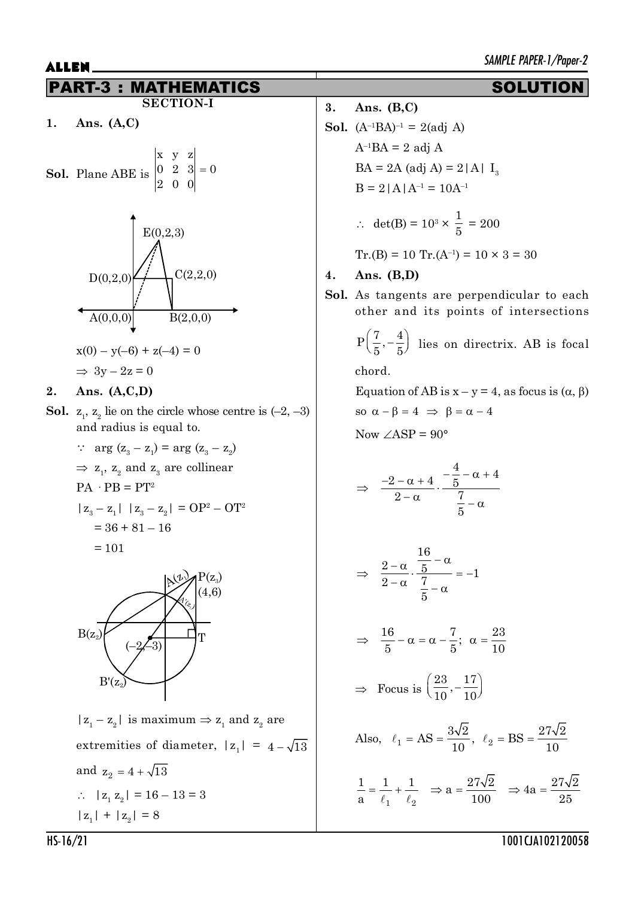# PART-3 : MATHEMATICS — SOLUTION

## SECTION-I

**1. Ans. (A,C)**

**Sol.** Plane ABE is $\begin{vmatrix} x & y & z \\ 0 & 2 & 3 \\ 2 & 0 & 0 \end{vmatrix} = 0$

$x(0) - y(-6) + z(-4) = 0$

$\Rightarrow 3y - 2z = 0$

**2. Ans. (A,C,D)**

**Sol.** $z_1$, $z_2$ lie on the circle whose centre is $(-2, -3)$ and radius is equal to.

$\because \arg(z_3 - z_1) = \arg(z_3 - z_2)$

$\Rightarrow z_1, z_2$ and $z_3$ are collinear

$PA \cdot PB = PT^2$

$|z_3 - z_1|\ |z_3 - z_2| = OP^2 - OT^2$

$= 36 + 81 - 16$

$= 101$

$|z_1 - z_2|$ is maximum $\Rightarrow z_1$ and $z_2$ are extremities of diameter, $|z_1| = 4 - \sqrt{13}$ and $z_2 = 4 + \sqrt{13}$

$\therefore |z_1 z_2| = 16 - 13 = 3$

$|z_1| + |z_2| = 8$

**3. Ans. (B,C)**

**Sol.** $(A^{-1}BA)^{-1} = 2(\text{adj } A)$

$A^{-1}BA = 2 \text{ adj } A$

$BA = 2A(\text{adj } A) = 2|A|\ I_3$

$B = 2|A|A^{-1} = 10A^{-1}$

$\therefore \det(B) = 10^3 \times \frac{1}{5} = 200$

$\text{Tr.}(B) = 10\ \text{Tr.}(A^{-1}) = 10 \times 3 = 30$

**4. Ans. (B,D)**

**Sol.** As tangents are perpendicular to each other and its points of intersections $P\left(\frac{7}{5}, -\frac{4}{5}\right)$ lies on directrix. AB is focal chord.

Equation of AB is $x - y = 4$, as focus is $(\alpha, \beta)$

so $\alpha - \beta = 4 \Rightarrow \beta = \alpha - 4$

Now $\angle ASP = 90°$

$$\Rightarrow \frac{-2-\alpha+4}{2-\alpha} \cdot \frac{-\frac{4}{5}-\alpha+4}{\frac{7}{5}-\alpha}$$

$$\Rightarrow \frac{2-\alpha}{2-\alpha} \cdot \frac{\frac{16}{5}-\alpha}{\frac{7}{5}-\alpha} = -1$$

$$\Rightarrow \frac{16}{5} - \alpha = \alpha - \frac{7}{5};\ \alpha = \frac{23}{10}$$

$$\Rightarrow \text{Focus is } \left(\frac{23}{10}, -\frac{17}{10}\right)$$

Also, $\ell_1 = AS = \frac{3\sqrt{2}}{10}$, $\ell_2 = BS = \frac{27\sqrt{2}}{10}$

$$\frac{1}{a} = \frac{1}{\ell_1} + \frac{1}{\ell_2} \Rightarrow a = \frac{27\sqrt{2}}{100} \Rightarrow 4a = \frac{27\sqrt{2}}{25}$$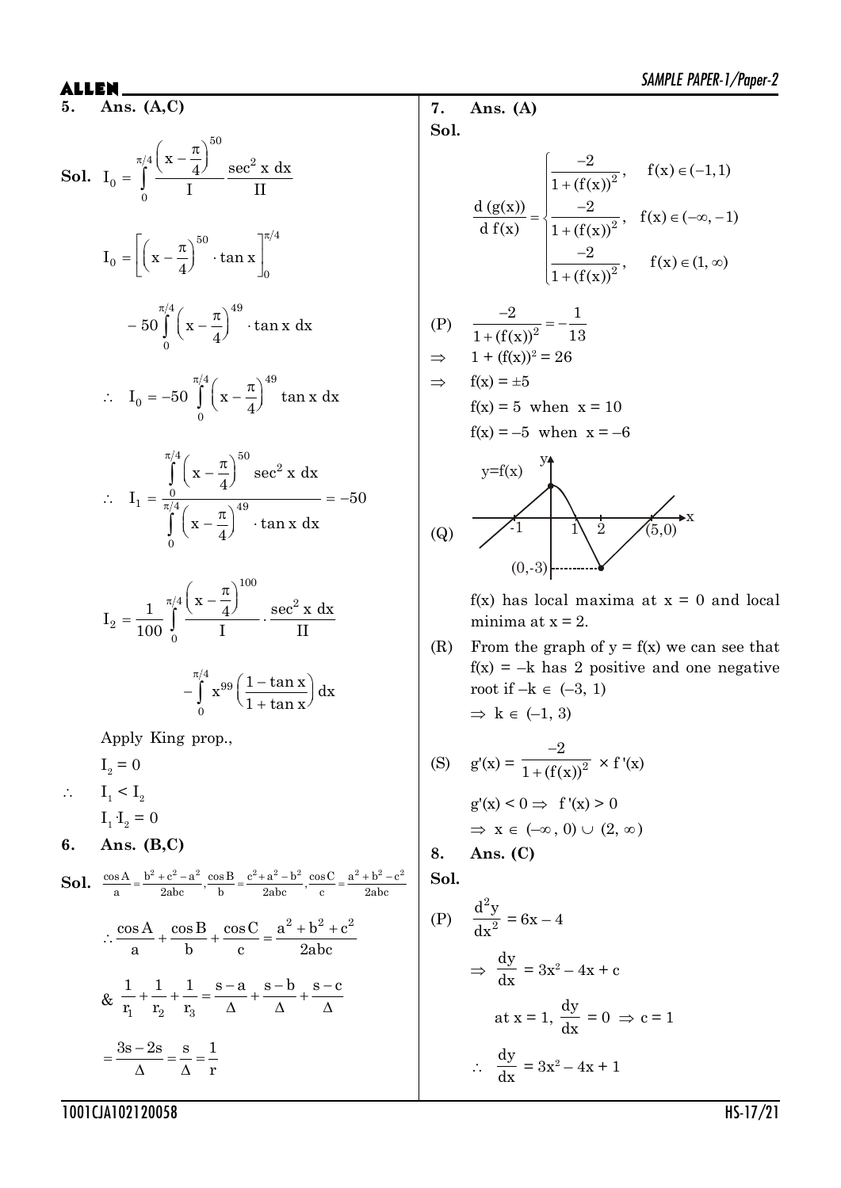**5. Ans. (A,C)**

**Sol.** $I_0 = \int_0^{\pi/4} \underset{\text{I}}{\left(x-\frac{\pi}{4}\right)^{50}} \underset{\text{II}}{\sec^2 x \, dx}$

$$I_0 = \left[\left(x-\frac{\pi}{4}\right)^{50} \cdot \tan x\right]_0^{\pi/4}$$

$$-50\int_0^{\pi/4}\left(x-\frac{\pi}{4}\right)^{49} \cdot \tan x \, dx$$

$$\therefore \quad I_0 = -50\int_0^{\pi/4}\left(x-\frac{\pi}{4}\right)^{49} \tan x \, dx$$

$$\therefore \quad I_1 = \frac{\int_0^{\pi/4}\left(x-\frac{\pi}{4}\right)^{50}\sec^2 x \, dx}{\int_0^{\pi/4}\left(x-\frac{\pi}{4}\right)^{49} \cdot \tan x \, dx} = -50$$

$$I_2 = \frac{1}{100}\int_0^{\pi/4} \underset{\text{I}}{\left(x-\frac{\pi}{4}\right)^{100}} \cdot \underset{\text{II}}{\sec^2 x \, dx}$$

$$-\int_0^{\pi/4} x^{99}\left(\frac{1-\tan x}{1+\tan x}\right)dx$$

Apply King prop.,

$I_2 = 0$

$\therefore \quad I_1 < I_2$

$I_1 \cdot I_2 = 0$

**6. Ans. (B,C)**

**Sol.** $\frac{\cos A}{a} = \frac{b^2+c^2-a^2}{2abc}, \frac{\cos B}{b} = \frac{c^2+a^2-b^2}{2abc}, \frac{\cos C}{c} = \frac{a^2+b^2-c^2}{2abc}$

$$\therefore \frac{\cos A}{a} + \frac{\cos B}{b} + \frac{\cos C}{c} = \frac{a^2+b^2+c^2}{2abc}$$

$$\& \ \frac{1}{r_1} + \frac{1}{r_2} + \frac{1}{r_3} = \frac{s-a}{\Delta} + \frac{s-b}{\Delta} + \frac{s-c}{\Delta}$$

$$= \frac{3s-2s}{\Delta} = \frac{s}{\Delta} = \frac{1}{r}$$

**7. Ans. (A)**

**Sol.**

$$\frac{d(g(x))}{d f(x)} = \begin{cases} \frac{-2}{1+(f(x))^2}, & f(x) \in (-1,1) \\ \frac{-2}{1+(f(x))^2}, & f(x) \in (-\infty,-1) \\ \frac{-2}{1+(f(x))^2}, & f(x) \in (1,\infty) \end{cases}$$

(P) $\frac{-2}{1+(f(x))^2} = -\frac{1}{13}$

$\Rightarrow \quad 1 + (f(x))^2 = 26$

$\Rightarrow \quad f(x) = \pm 5$

$f(x) = 5$ when $x = 10$

$f(x) = -5$ when $x = -6$

(Q) [Graph of $y=f(x)$: crosses x-axis at $-1$, $1$, and $(5,0)$; local maximum at $x=0$; minimum at $(2,-3)$, marked $(0,-3)$ on y-axis]

$f(x)$ has local maxima at $x = 0$ and local minima at $x = 2$.

(R) From the graph of $y = f(x)$ we can see that $f(x) = -k$ has 2 positive and one negative root if $-k \in (-3, 1)$

$\Rightarrow k \in (-1, 3)$

(S) $g'(x) = \frac{-2}{1+(f(x))^2} \times f'(x)$

$g'(x) < 0 \Rightarrow f'(x) > 0$

$\Rightarrow x \in (-\infty, 0) \cup (2, \infty)$

**8. Ans. (C)**

**Sol.**

(P) $\frac{d^2y}{dx^2} = 6x - 4$

$\Rightarrow \frac{dy}{dx} = 3x^2 - 4x + c$

at $x = 1$, $\frac{dy}{dx} = 0 \Rightarrow c = 1$

$\therefore \frac{dy}{dx} = 3x^2 - 4x + 1$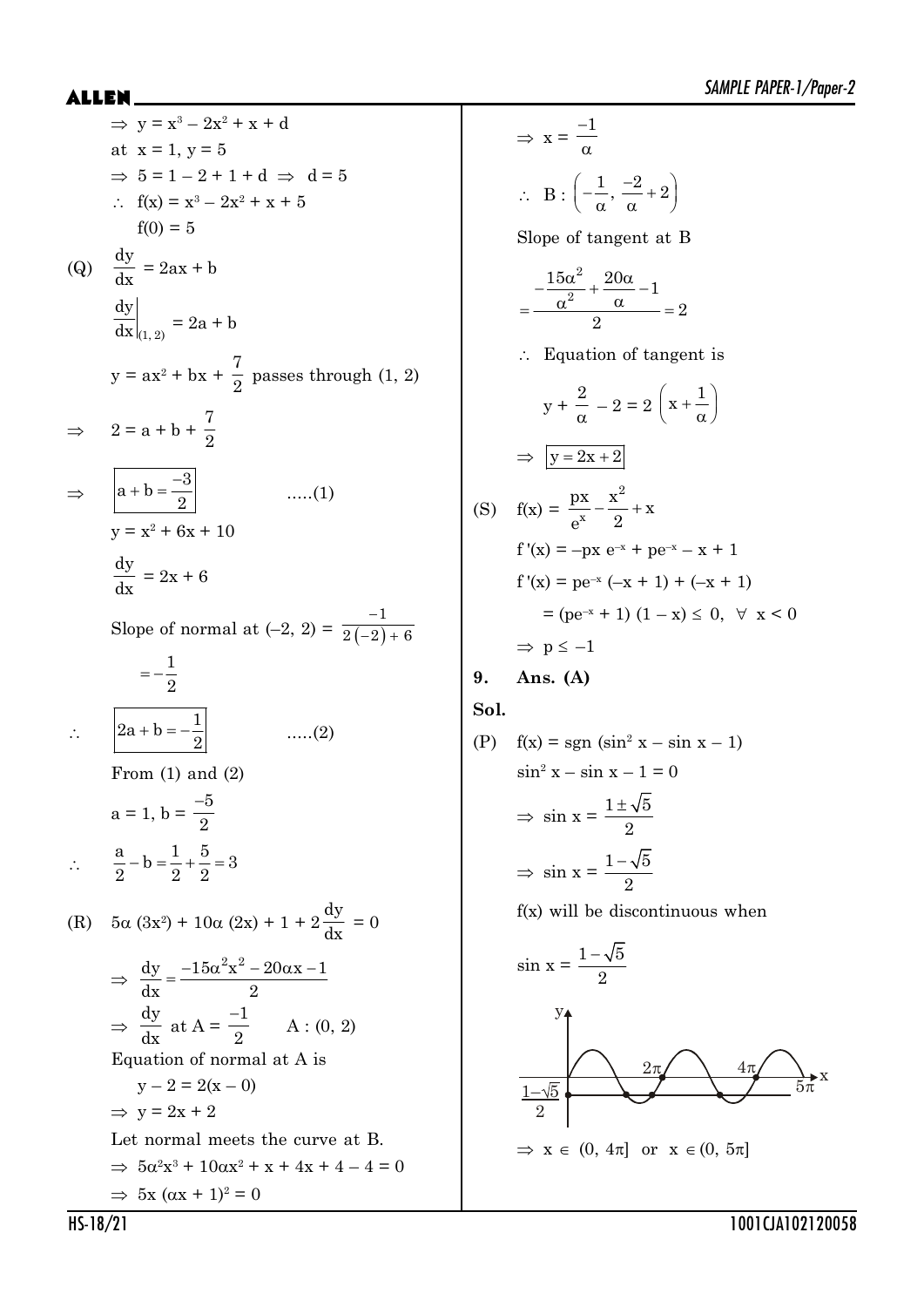$\Rightarrow$ $y = x^3 - 2x^2 + x + d$

at $x = 1, y = 5$

$\Rightarrow$ $5 = 1 - 2 + 1 + d \Rightarrow d = 5$

$\therefore$ $f(x) = x^3 - 2x^2 + x + 5$

$f(0) = 5$

(Q) $\frac{dy}{dx} = 2ax + b$

$\left.\frac{dy}{dx}\right|_{(1,2)} = 2a + b$

$y = ax^2 + bx + \frac{7}{2}$ passes through (1, 2)

$\Rightarrow$ $2 = a + b + \frac{7}{2}$

$\Rightarrow$ $\boxed{a + b = \frac{-3}{2}}$ .....(1)

$y = x^2 + 6x + 10$

$\frac{dy}{dx} = 2x + 6$

Slope of normal at (–2, 2) = $\frac{-1}{2(-2)+6}$

$= -\frac{1}{2}$

$\therefore$ $\boxed{2a + b = -\frac{1}{2}}$ .....(2)

From (1) and (2)

$a = 1, b = \frac{-5}{2}$

$\therefore$ $\frac{a}{2} - b = \frac{1}{2} + \frac{5}{2} = 3$

(R) $5\alpha(3x^2) + 10\alpha(2x) + 1 + 2\frac{dy}{dx} = 0$

$\Rightarrow$ $\frac{dy}{dx} = \frac{-15\alpha^2x^2 - 20\alpha x - 1}{2}$

$\Rightarrow$ $\frac{dy}{dx}$ at A = $\frac{-1}{2}$ A : (0, 2)

Equation of normal at A is

$y - 2 = 2(x - 0)$

$\Rightarrow$ $y = 2x + 2$

Let normal meets the curve at B.

$\Rightarrow$ $5\alpha^2x^3 + 10\alpha x^2 + x + 4x + 4 - 4 = 0$

$\Rightarrow$ $5x(\alpha x + 1)^2 = 0$

$\Rightarrow$ $x = \frac{-1}{\alpha}$

$\therefore$ B : $\left(-\frac{1}{\alpha}, \frac{-2}{\alpha} + 2\right)$

Slope of tangent at B

$$= \frac{-\frac{15\alpha^2}{\alpha^2} + \frac{20\alpha}{\alpha} - 1}{2} = 2$$

$\therefore$ Equation of tangent is

$y + \frac{2}{\alpha} - 2 = 2\left(x + \frac{1}{\alpha}\right)$

$\Rightarrow$ $\boxed{y = 2x + 2}$

(S) $f(x) = \frac{px}{e^x} - \frac{x^2}{2} + x$

$f'(x) = -px\,e^{-x} + pe^{-x} - x + 1$

$f'(x) = pe^{-x}(-x + 1) + (-x + 1)$

$= (pe^{-x} + 1)(1 - x) \leq 0, \ \forall \ x < 0$

$\Rightarrow$ $p \leq -1$

**9. Ans. (A)**

**Sol.**

(P) $f(x) = \text{sgn}(\sin^2 x - \sin x - 1)$

$\sin^2 x - \sin x - 1 = 0$

$\Rightarrow$ $\sin x = \frac{1 \pm \sqrt{5}}{2}$

$\Rightarrow$ $\sin x = \frac{1 - \sqrt{5}}{2}$

f(x) will be discontinuous when

$\sin x = \frac{1 - \sqrt{5}}{2}$

$\Rightarrow$ $x \in (0, 4\pi]$ or $x \in (0, 5\pi]$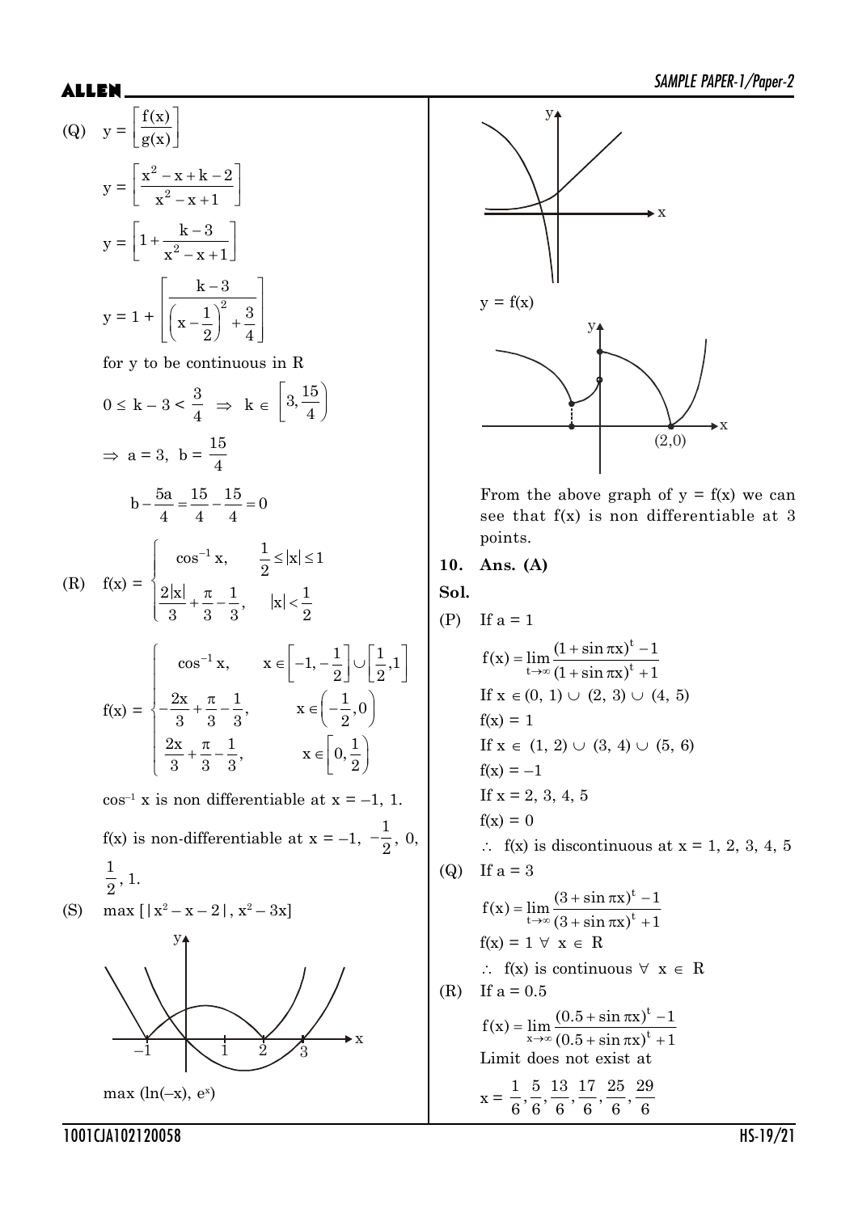(Q) $y = \left[\dfrac{f(x)}{g(x)}\right]$

$$y = \left[\frac{x^2 - x + k - 2}{x^2 - x + 1}\right]$$

$$y = \left[1 + \frac{k-3}{x^2 - x + 1}\right]$$

$$y = 1 + \left[\frac{k-3}{\left(x - \frac{1}{2}\right)^2 + \frac{3}{4}}\right]$$

for y to be continuous in R

$$0 \le k - 3 < \frac{3}{4} \Rightarrow k \in \left[3, \frac{15}{4}\right)$$

$$\Rightarrow a = 3,\ b = \frac{15}{4}$$

$$b - \frac{5a}{4} = \frac{15}{4} - \frac{15}{4} = 0$$

(R) $f(x) = \begin{cases} \cos^{-1} x, & \frac{1}{2} \le |x| \le 1 \\ \frac{2|x|}{3} + \frac{\pi}{3} - \frac{1}{3}, & |x| < \frac{1}{2} \end{cases}$

$$f(x) = \begin{cases} \cos^{-1} x, & x \in \left[-1, -\frac{1}{2}\right] \cup \left[\frac{1}{2}, 1\right] \\ -\frac{2x}{3} + \frac{\pi}{3} - \frac{1}{3}, & x \in \left(-\frac{1}{2}, 0\right) \\ \frac{2x}{3} + \frac{\pi}{3} - \frac{1}{3}, & x \in \left[0, \frac{1}{2}\right) \end{cases}$$

$\cos^{-1} x$ is non differentiable at $x = -1, 1$.

f(x) is non-differentiable at $x = -1, -\frac{1}{2}, 0, \frac{1}{2}, 1$.

(S) $\max\left[|x^2 - x - 2|, x^2 - 3x\right]$

$\max(\ln(-x), e^x)$

$y = f(x)$

From the above graph of $y = f(x)$ we can see that f(x) is non differentiable at 3 points.

**10. Ans. (A)**

**Sol.**

(P) If $a = 1$

$$f(x) = \lim_{t \to \infty} \frac{(1 + \sin \pi x)^t - 1}{(1 + \sin \pi x)^t + 1}$$

If $x \in (0, 1) \cup (2, 3) \cup (4, 5)$

$f(x) = 1$

If $x \in (1, 2) \cup (3, 4) \cup (5, 6)$

$f(x) = -1$

If $x = 2, 3, 4, 5$

$f(x) = 0$

$\therefore$ f(x) is discontinuous at $x = 1, 2, 3, 4, 5$

(Q) If $a = 3$

$$f(x) = \lim_{t \to \infty} \frac{(3 + \sin \pi x)^t - 1}{(3 + \sin \pi x)^t + 1}$$

$f(x) = 1 \ \forall \ x \in R$

$\therefore$ f(x) is continuous $\forall \ x \in R$

(R) If $a = 0.5$

$$f(x) = \lim_{x \to \infty} \frac{(0.5 + \sin \pi x)^t - 1}{(0.5 + \sin \pi x)^t + 1}$$

Limit does not exist at

$$x = \frac{1}{6}, \frac{5}{6}, \frac{13}{6}, \frac{17}{6}, \frac{25}{6}, \frac{29}{6}$$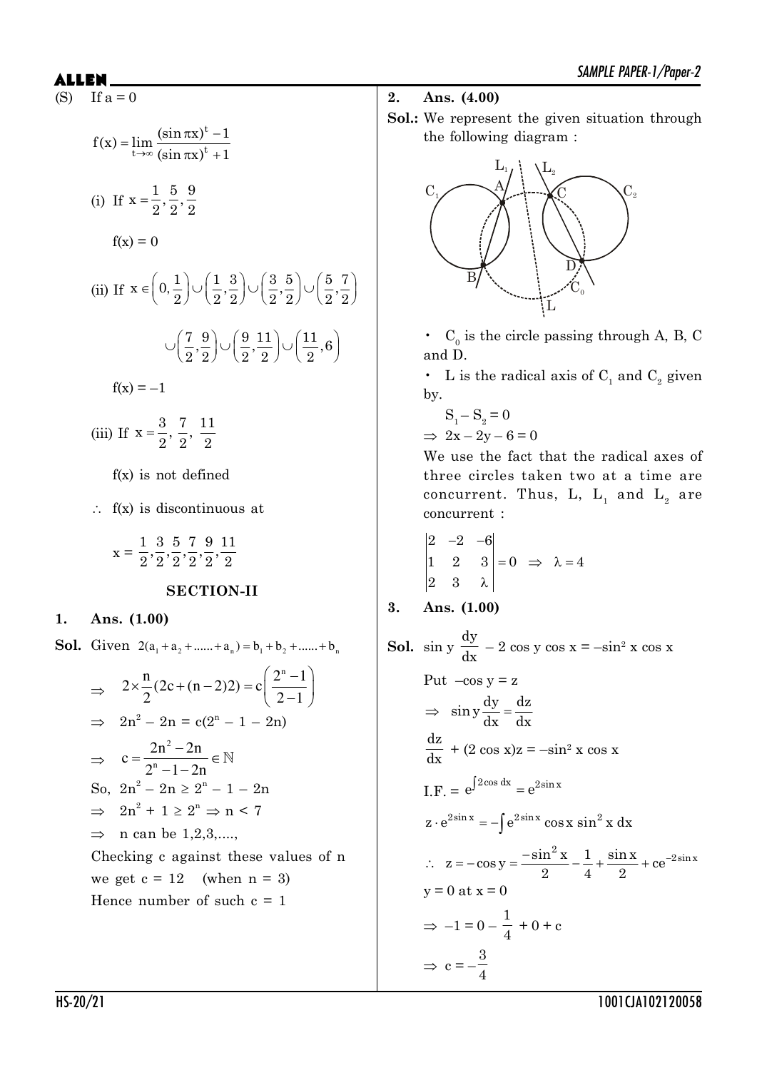(S) If $a = 0$

$$f(x) = \lim_{t \to \infty} \frac{(\sin \pi x)^t - 1}{(\sin \pi x)^t + 1}$$

(i) If $x = \frac{1}{2}, \frac{5}{2}, \frac{9}{2}$

$f(x) = 0$

(ii) If $x \in \left(0, \frac{1}{2}\right) \cup \left(\frac{1}{2}, \frac{3}{2}\right) \cup \left(\frac{3}{2}, \frac{5}{2}\right) \cup \left(\frac{5}{2}, \frac{7}{2}\right)$

$$\cup \left(\frac{7}{2}, \frac{9}{2}\right) \cup \left(\frac{9}{2}, \frac{11}{2}\right) \cup \left(\frac{11}{2}, 6\right)$$

$f(x) = -1$

(iii) If $x = \frac{3}{2}, \frac{7}{2}, \frac{11}{2}$

$f(x)$ is not defined

$\therefore$ $f(x)$ is discontinuous at

$$x = \frac{1}{2}, \frac{3}{2}, \frac{5}{2}, \frac{7}{2}, \frac{9}{2}, \frac{11}{2}$$

## SECTION-II

**1. Ans. (1.00)**

**Sol.** Given $2(a_1 + a_2 + \ldots\ldots + a_n) = b_1 + b_2 + \ldots\ldots + b_n$

$\Rightarrow \quad 2 \times \frac{n}{2}(2c + (n-2)2) = c\left(\frac{2^n - 1}{2 - 1}\right)$

$\Rightarrow \quad 2n^2 - 2n = c(2^n - 1 - 2n)$

$\Rightarrow \quad c = \frac{2n^2 - 2n}{2^n - 1 - 2n} \in \mathbb{N}$

So, $2n^2 - 2n \geq 2^n - 1 - 2n$

$\Rightarrow \quad 2n^2 + 1 \geq 2^n \Rightarrow n < 7$

$\Rightarrow \quad$ n can be 1,2,3,....,

Checking c against these values of n we get $c = 12$ (when $n = 3$)

Hence number of such $c = 1$

**2. Ans. (4.00)**

**Sol.:** We represent the given situation through the following diagram :

- $C_0$ is the circle passing through A, B, C and D.
- L is the radical axis of $C_1$ and $C_2$ given by.

$S_1 - S_2 = 0$

$\Rightarrow 2x - 2y - 6 = 0$

We use the fact that the radical axes of three circles taken two at a time are concurrent. Thus, L, $L_1$ and $L_2$ are concurrent :

$$\begin{vmatrix} 2 & -2 & -6 \\ 1 & 2 & 3 \\ 2 & 3 & \lambda \end{vmatrix} = 0 \Rightarrow \lambda = 4$$

**3. Ans. (1.00)**

**Sol.** $\sin y \frac{dy}{dx} - 2\cos y \cos x = -\sin^2 x \cos x$

Put $-\cos y = z$

$\Rightarrow \quad \sin y \frac{dy}{dx} = \frac{dz}{dx}$

$\frac{dz}{dx} + (2\cos x)z = -\sin^2 x \cos x$

I.F. $= e^{\int 2\cos dx} = e^{2\sin x}$

$z \cdot e^{2\sin x} = -\int e^{2\sin x} \cos x \sin^2 x \, dx$

$\therefore \quad z = -\cos y = \frac{-\sin^2 x}{2} - \frac{1}{4} + \frac{\sin x}{2} + ce^{-2\sin x}$

$y = 0$ at $x = 0$

$\Rightarrow -1 = 0 - \frac{1}{4} + 0 + c$

$\Rightarrow c = -\frac{3}{4}$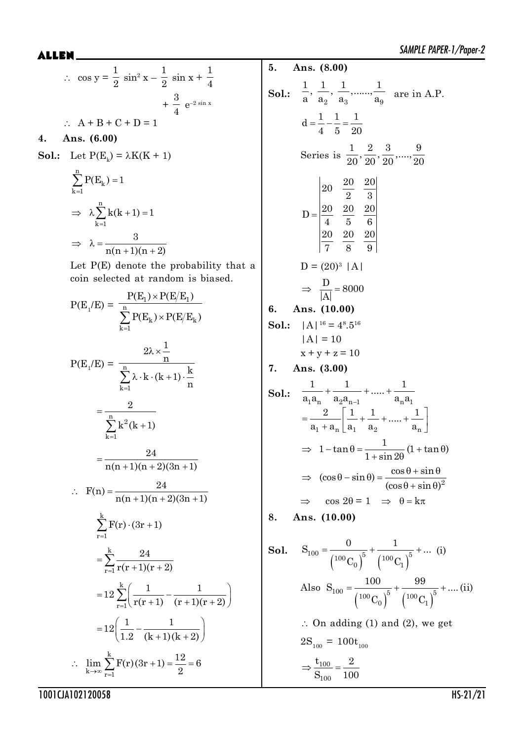$\therefore\ \cos y = \frac{1}{2}\sin^2 x - \frac{1}{2}\sin x + \frac{1}{4} + \frac{3}{4}e^{-2\sin x}$

$\therefore\ A + B + C + D = 1$

**4. Ans. (6.00)**

**Sol.:** Let $P(E_k) = \lambda K(K+1)$

$$\sum_{k=1}^{n} P(E_k) = 1$$

$$\Rightarrow\ \lambda\sum_{k=1}^{n} k(k+1) = 1$$

$$\Rightarrow\ \lambda = \frac{3}{n(n+1)(n+2)}$$

Let P(E) denote the probability that a coin selected at random is biased.

$$P(E_1/E) = \frac{P(E_1)\times P(E/E_1)}{\sum_{k=1}^{n} P(E_k)\times P(E/E_k)}$$

$$P(E_1/E) = \frac{2\lambda\times\frac{1}{n}}{\sum_{k=1}^{n}\lambda\cdot k\cdot(k+1)\cdot\frac{k}{n}}$$

$$= \frac{2}{\sum_{k=1}^{n} k^2(k+1)}$$

$$= \frac{24}{n(n+1)(n+2)(3n+1)}$$

$$\therefore\ F(n) = \frac{24}{n(n+1)(n+2)(3n+1)}$$

$$\sum_{r=1}^{k} F(r)\cdot(3r+1)$$

$$= \sum_{r=1}^{k}\frac{24}{r(r+1)(r+2)}$$

$$= 12\sum_{r=1}^{k}\left(\frac{1}{r(r+1)} - \frac{1}{(r+1)(r+2)}\right)$$

$$= 12\left(\frac{1}{1.2} - \frac{1}{(k+1)(k+2)}\right)$$

$$\therefore\ \lim_{k\to\infty}\sum_{r=1}^{k} F(r)(3r+1) = \frac{12}{2} = 6$$

**5. Ans. (8.00)**

**Sol.:** $\frac{1}{a}, \frac{1}{a_2}, \frac{1}{a_3}, \ldots\ldots, \frac{1}{a_9}$ are in A.P.

$$d = \frac{1}{4} - \frac{1}{5} = \frac{1}{20}$$

Series is $\frac{1}{20}, \frac{2}{20}, \frac{3}{20}, \ldots.., \frac{9}{20}$

$$D = \begin{vmatrix} 20 & \frac{20}{2} & \frac{20}{3} \\ \frac{20}{4} & \frac{20}{5} & \frac{20}{6} \\ \frac{20}{7} & \frac{20}{8} & \frac{20}{9} \end{vmatrix}$$

$D = (20)^3\ |A|$

$$\Rightarrow\ \frac{D}{|A|} = 8000$$

**6. Ans. (10.00)**

**Sol.:** $|A|^{16} = 4^8.5^{16}$

$|A| = 10$

$x + y + z = 10$

**7. Ans. (3.00)**

**Sol.:** $\frac{1}{a_1 a_n} + \frac{1}{a_2 a_{n-1}} + \ldots.. + \frac{1}{a_n a_1}$

$$= \frac{2}{a_1 + a_n}\left[\frac{1}{a_1} + \frac{1}{a_2} + \ldots.. + \frac{1}{a_n}\right]$$

$$\Rightarrow\ 1 - \tan\theta = \frac{1}{1+\sin 2\theta}(1+\tan\theta)$$

$$\Rightarrow\ (\cos\theta - \sin\theta) = \frac{\cos\theta + \sin\theta}{(\cos\theta+\sin\theta)^2}$$

$$\Rightarrow\ \cos 2\theta = 1\ \Rightarrow\ \theta = k\pi$$

**8. Ans. (10.00)**

**Sol.** $S_{100} = \frac{0}{\left({}^{100}C_0\right)^5} + \frac{1}{\left({}^{100}C_1\right)^5} + \ldots$ (i)

Also $S_{100} = \frac{100}{\left({}^{100}C_0\right)^5} + \frac{99}{\left({}^{100}C_1\right)^5} + \ldots.$ (ii)

$\therefore$ On adding (1) and (2), we get

$2S_{100} = 100t_{100}$

$$\Rightarrow \frac{t_{100}}{S_{100}} = \frac{2}{100}$$